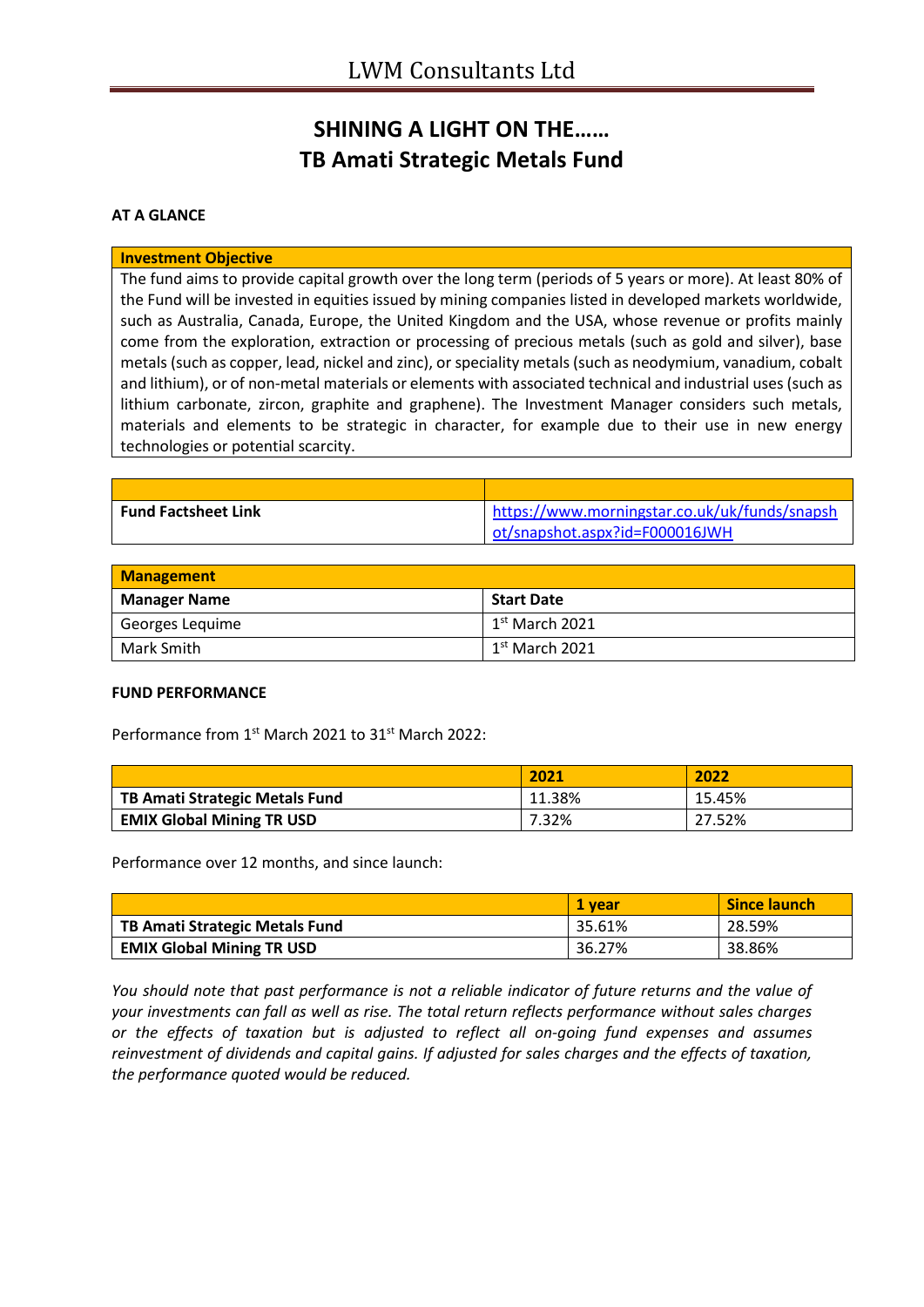# LWM Consultants Ltd

## SHINING A LIGHT ON THE……
## TB Amati Strategic Metals Fund

**AT A GLANCE**

| Investment Objective |
|---|
| The fund aims to provide capital growth over the long term (periods of 5 years or more). At least 80% of the Fund will be invested in equities issued by mining companies listed in developed markets worldwide, such as Australia, Canada, Europe, the United Kingdom and the USA, whose revenue or profits mainly come from the exploration, extraction or processing of precious metals (such as gold and silver), base metals (such as copper, lead, nickel and zinc), or speciality metals (such as neodymium, vanadium, cobalt and lithium), or of non-metal materials or elements with associated technical and industrial uses (such as lithium carbonate, zircon, graphite and graphene). The Investment Manager considers such metals, materials and elements to be strategic in character, for example due to their use in new energy technologies or potential scarcity. |

| | |
|---|---|
| **Fund Factsheet Link** | https://www.morningstar.co.uk/uk/funds/snapshot/snapshot.aspx?id=F000016JWH |

| **Management** | |
|---|---|
| **Manager Name** | **Start Date** |
| Georges Lequime | 1st March 2021 |
| Mark Smith | 1st March 2021 |

**FUND PERFORMANCE**

Performance from 1st March 2021 to 31st March 2022:

| | 2021 | 2022 |
|---|---|---|
| **TB Amati Strategic Metals Fund** | 11.38% | 15.45% |
| **EMIX Global Mining TR USD** | 7.32% | 27.52% |

Performance over 12 months, and since launch:

| | 1 year | Since launch |
|---|---|---|
| **TB Amati Strategic Metals Fund** | 35.61% | 28.59% |
| **EMIX Global Mining TR USD** | 36.27% | 38.86% |

*You should note that past performance is not a reliable indicator of future returns and the value of your investments can fall as well as rise. The total return reflects performance without sales charges or the effects of taxation but is adjusted to reflect all on-going fund expenses and assumes reinvestment of dividends and capital gains. If adjusted for sales charges and the effects of taxation, the performance quoted would be reduced.*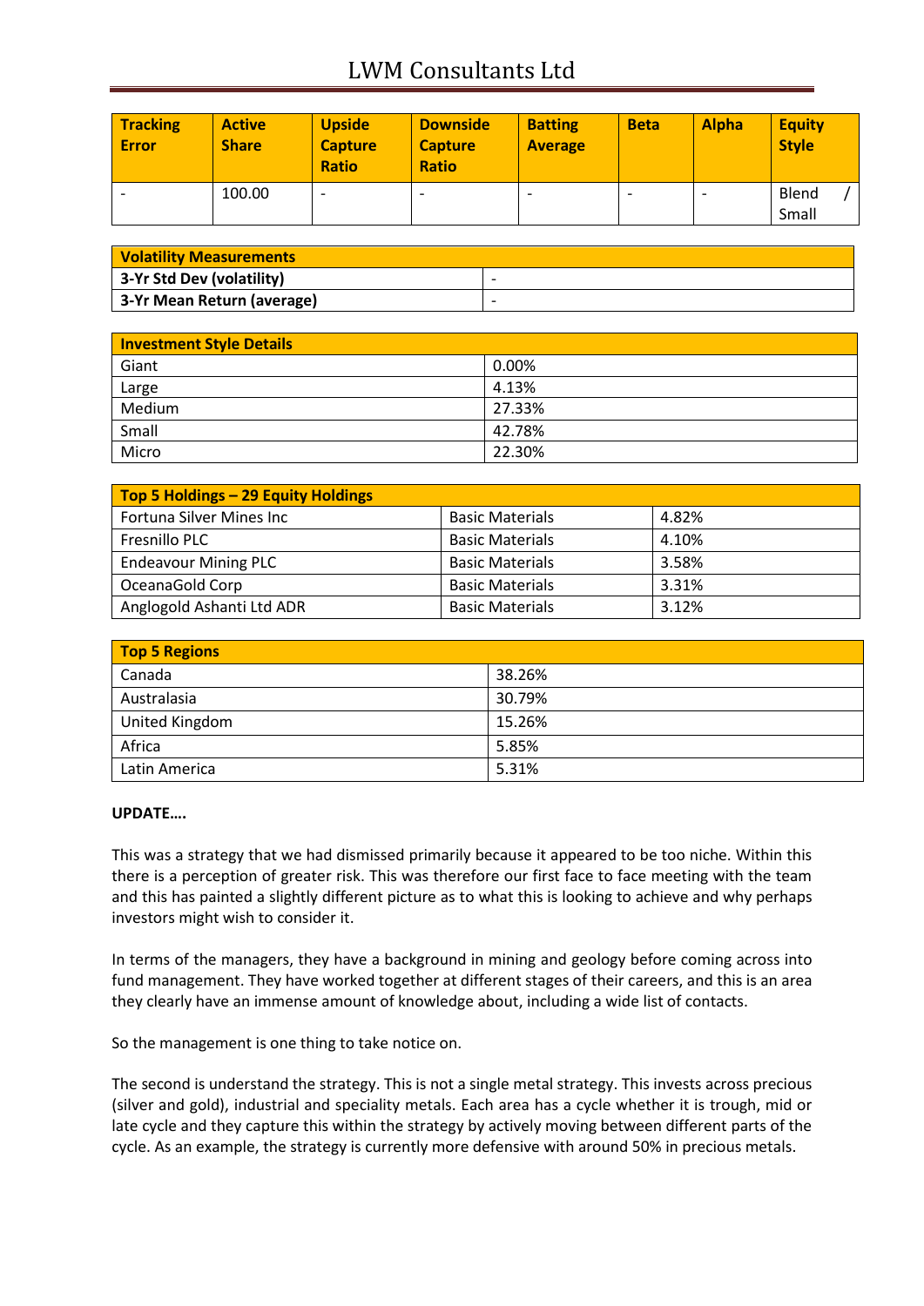| Tracking Error | Active Share | Upside Capture Ratio | Downside Capture Ratio | Batting Average | Beta | Alpha | Equity Style |
|---|---|---|---|---|---|---|---|
| - | 100.00 | - | - | - | - | - | Blend / Small |

| Volatility Measurements | |
|---|---|
| **3-Yr Std Dev (volatility)** | - |
| **3-Yr Mean Return (average)** | - |

| Investment Style Details | |
|---|---|
| Giant | 0.00% |
| Large | 4.13% |
| Medium | 27.33% |
| Small | 42.78% |
| Micro | 22.30% |

| Top 5 Holdings – 29 Equity Holdings | | |
|---|---|---|
| Fortuna Silver Mines Inc | Basic Materials | 4.82% |
| Fresnillo PLC | Basic Materials | 4.10% |
| Endeavour Mining PLC | Basic Materials | 3.58% |
| OceanaGold Corp | Basic Materials | 3.31% |
| Anglogold Ashanti Ltd ADR | Basic Materials | 3.12% |

| Top 5 Regions | |
|---|---|
| Canada | 38.26% |
| Australasia | 30.79% |
| United Kingdom | 15.26% |
| Africa | 5.85% |
| Latin America | 5.31% |

**UPDATE….**

This was a strategy that we had dismissed primarily because it appeared to be too niche. Within this there is a perception of greater risk. This was therefore our first face to face meeting with the team and this has painted a slightly different picture as to what this is looking to achieve and why perhaps investors might wish to consider it.

In terms of the managers, they have a background in mining and geology before coming across into fund management. They have worked together at different stages of their careers, and this is an area they clearly have an immense amount of knowledge about, including a wide list of contacts.

So the management is one thing to take notice on.

The second is understand the strategy. This is not a single metal strategy. This invests across precious (silver and gold), industrial and speciality metals. Each area has a cycle whether it is trough, mid or late cycle and they capture this within the strategy by actively moving between different parts of the cycle. As an example, the strategy is currently more defensive with around 50% in precious metals.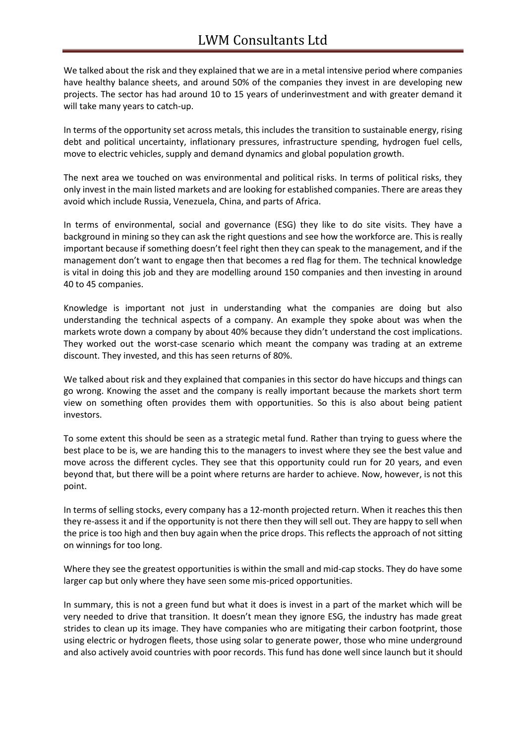We talked about the risk and they explained that we are in a metal intensive period where companies have healthy balance sheets, and around 50% of the companies they invest in are developing new projects. The sector has had around 10 to 15 years of underinvestment and with greater demand it will take many years to catch-up.

In terms of the opportunity set across metals, this includes the transition to sustainable energy, rising debt and political uncertainty, inflationary pressures, infrastructure spending, hydrogen fuel cells, move to electric vehicles, supply and demand dynamics and global population growth.

The next area we touched on was environmental and political risks. In terms of political risks, they only invest in the main listed markets and are looking for established companies. There are areas they avoid which include Russia, Venezuela, China, and parts of Africa.

In terms of environmental, social and governance (ESG) they like to do site visits. They have a background in mining so they can ask the right questions and see how the workforce are. This is really important because if something doesn't feel right then they can speak to the management, and if the management don't want to engage then that becomes a red flag for them. The technical knowledge is vital in doing this job and they are modelling around 150 companies and then investing in around 40 to 45 companies.

Knowledge is important not just in understanding what the companies are doing but also understanding the technical aspects of a company. An example they spoke about was when the markets wrote down a company by about 40% because they didn't understand the cost implications. They worked out the worst-case scenario which meant the company was trading at an extreme discount. They invested, and this has seen returns of 80%.

We talked about risk and they explained that companies in this sector do have hiccups and things can go wrong. Knowing the asset and the company is really important because the markets short term view on something often provides them with opportunities. So this is also about being patient investors.

To some extent this should be seen as a strategic metal fund. Rather than trying to guess where the best place to be is, we are handing this to the managers to invest where they see the best value and move across the different cycles. They see that this opportunity could run for 20 years, and even beyond that, but there will be a point where returns are harder to achieve. Now, however, is not this point.

In terms of selling stocks, every company has a 12-month projected return. When it reaches this then they re-assess it and if the opportunity is not there then they will sell out. They are happy to sell when the price is too high and then buy again when the price drops. This reflects the approach of not sitting on winnings for too long.

Where they see the greatest opportunities is within the small and mid-cap stocks. They do have some larger cap but only where they have seen some mis-priced opportunities.

In summary, this is not a green fund but what it does is invest in a part of the market which will be very needed to drive that transition. It doesn't mean they ignore ESG, the industry has made great strides to clean up its image. They have companies who are mitigating their carbon footprint, those using electric or hydrogen fleets, those using solar to generate power, those who mine underground and also actively avoid countries with poor records. This fund has done well since launch but it should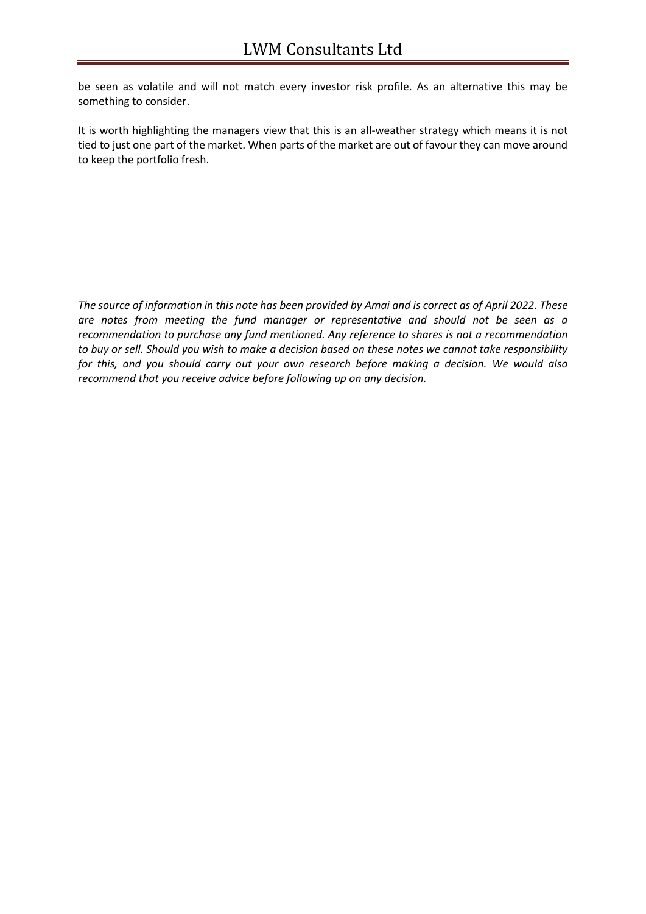be seen as volatile and will not match every investor risk profile. As an alternative this may be something to consider.

It is worth highlighting the managers view that this is an all-weather strategy which means it is not tied to just one part of the market. When parts of the market are out of favour they can move around to keep the portfolio fresh.

*The source of information in this note has been provided by Amai and is correct as of April 2022. These are notes from meeting the fund manager or representative and should not be seen as a recommendation to purchase any fund mentioned. Any reference to shares is not a recommendation to buy or sell. Should you wish to make a decision based on these notes we cannot take responsibility for this, and you should carry out your own research before making a decision. We would also recommend that you receive advice before following up on any decision.*